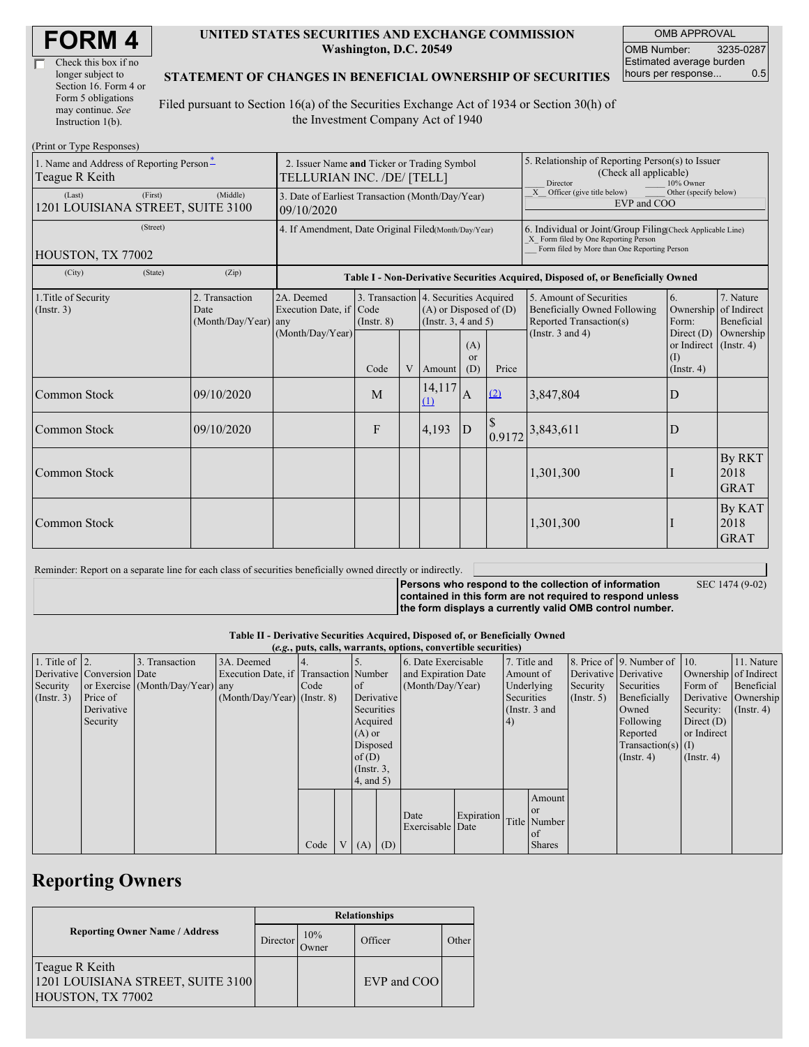# FORM 4

☐ Check this box if no longer subject to Section 16. Form 4 or Form 5 obligations may continue. *See* Instruction 1(b).

**UNITED STATES SECURITIES AND EXCHANGE COMMISSION**
**Washington, D.C. 20549**

**STATEMENT OF CHANGES IN BENEFICIAL OWNERSHIP OF SECURITIES**

Filed pursuant to Section 16(a) of the Securities Exchange Act of 1934 or Section 30(h) of the Investment Company Act of 1940

| OMB APPROVAL | |
|---|---|
| OMB Number: | 3235-0287 |
| Estimated average burden hours per response... | 0.5 |

(Print or Type Responses)

| 1. Name and Address of Reporting Person* | 2. Issuer Name **and** Ticker or Trading Symbol | 5. Relationship of Reporting Person(s) to Issuer (Check all applicable) |
|---|---|---|
| Teague R Keith | TELLURIAN INC. /DE/ [TELL] | ___ Director ___ 10% Owner |
| (Last) (First) (Middle) 1201 LOUISIANA STREET, SUITE 3100 | 3. Date of Earliest Transaction (Month/Day/Year) 09/10/2020 | _X_ Officer (give title below) ___ Other (specify below) EVP and COO |
| (Street) HOUSTON, TX 77002 | 4. If Amendment, Date Original Filed(Month/Day/Year) | 6. Individual or Joint/Group Filing(Check Applicable Line) _X_ Form filed by One Reporting Person ___ Form filed by More than One Reporting Person |
| (City) (State) (Zip) | | |

**Table I - Non-Derivative Securities Acquired, Disposed of, or Beneficially Owned**

| 1.Title of Security (Instr. 3) | 2. Transaction Date (Month/Day/Year) | 2A. Deemed Execution Date, if any (Month/Day/Year) | 3. Transaction Code (Instr. 8) | | 4. Securities Acquired (A) or Disposed of (D) (Instr. 3, 4 and 5) | | | 5. Amount of Securities Beneficially Owned Following Reported Transaction(s) (Instr. 3 and 4) | 6. Ownership Form: Direct (D) or Indirect (I) (Instr. 4) | 7. Nature of Indirect Beneficial Ownership (Instr. 4) |
|---|---|---|---|---|---|---|---|---|---|---|
| | | | Code | V | Amount | (A) or (D) | Price | | | |
| Common Stock | 09/10/2020 | | M | | 14,117 (1) | A | (2) | 3,847,804 | D | |
| Common Stock | 09/10/2020 | | F | | 4,193 | D | $ 0.9172 | 3,843,611 | D | |
| Common Stock | | | | | | | | 1,301,300 | I | By RKT 2018 GRAT |
| Common Stock | | | | | | | | 1,301,300 | I | By KAT 2018 GRAT |

Reminder: Report on a separate line for each class of securities beneficially owned directly or indirectly.

**Persons who respond to the collection of information contained in this form are not required to respond unless the form displays a currently valid OMB control number.** SEC 1474 (9-02)

**Table II - Derivative Securities Acquired, Disposed of, or Beneficially Owned**
**(*e.g.*, puts, calls, warrants, options, convertible securities)**

| 1. Title of Derivative Security (Instr. 3) | 2. Conversion or Exercise Price of Derivative Security | 3. Transaction Date (Month/Day/Year) | 3A. Deemed Execution Date, if any (Month/Day/Year) | 4. Transaction Code (Instr. 8) | | 5. Number of Derivative Securities Acquired (A) or Disposed of (D) (Instr. 3, 4, and 5) | | 6. Date Exercisable and Expiration Date (Month/Day/Year) | | 7. Title and Amount of Underlying Securities (Instr. 3 and 4) | | 8. Price of Derivative Security (Instr. 5) | 9. Number of Derivative Securities Beneficially Owned Following Reported Transaction(s) (Instr. 4) | 10. Ownership Form of Derivative Security: Direct (D) or Indirect (I) (Instr. 4) | 11. Nature of Indirect Beneficial Ownership (Instr. 4) |
|---|---|---|---|---|---|---|---|---|---|---|---|---|---|---|---|
| | | | | Code | V | (A) | (D) | Date Exercisable | Expiration Date | Title | Amount or Number of Shares | | | | |

## Reporting Owners

| Reporting Owner Name / Address | Relationships | | | |
|---|---|---|---|---|
| | Director | 10% Owner | Officer | Other |
| Teague R Keith 1201 LOUISIANA STREET, SUITE 3100 HOUSTON, TX 77002 | | | EVP and COO | |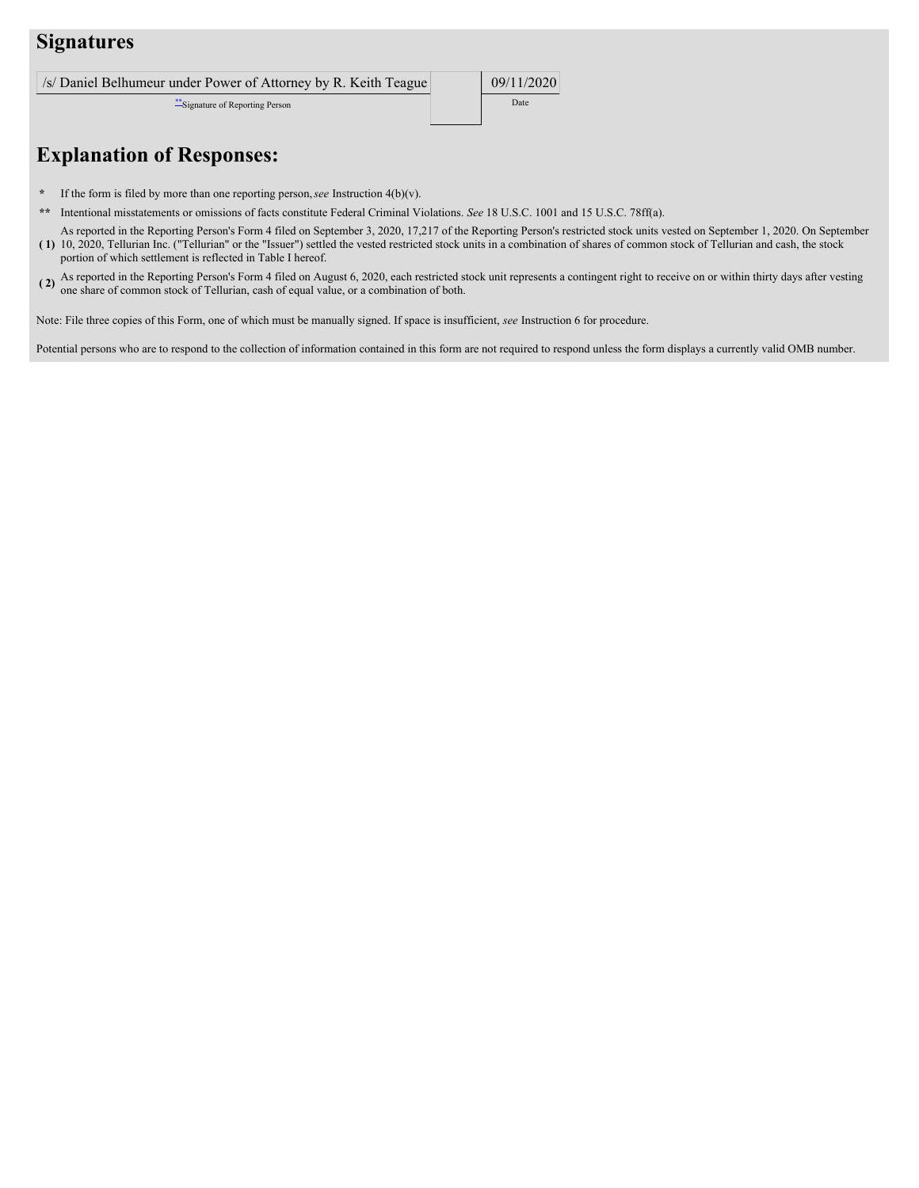## Signatures

| | | |
|---|---|---|
| /s/ Daniel Belhumeur under Power of Attorney by R. Keith Teague | | 09/11/2020 |
| **Signature of Reporting Person | | Date |

## Explanation of Responses:

\* If the form is filed by more than one reporting person, *see* Instruction 4(b)(v).

\** Intentional misstatements or omissions of facts constitute Federal Criminal Violations. *See* 18 U.S.C. 1001 and 15 U.S.C. 78ff(a).

( 1) As reported in the Reporting Person's Form 4 filed on September 3, 2020, 17,217 of the Reporting Person's restricted stock units vested on September 1, 2020. On September 10, 2020, Tellurian Inc. ("Tellurian" or the "Issuer") settled the vested restricted stock units in a combination of shares of common stock of Tellurian and cash, the stock portion of which settlement is reflected in Table I hereof.

( 2) As reported in the Reporting Person's Form 4 filed on August 6, 2020, each restricted stock unit represents a contingent right to receive on or within thirty days after vesting one share of common stock of Tellurian, cash of equal value, or a combination of both.

Note: File three copies of this Form, one of which must be manually signed. If space is insufficient, *see* Instruction 6 for procedure.

Potential persons who are to respond to the collection of information contained in this form are not required to respond unless the form displays a currently valid OMB number.